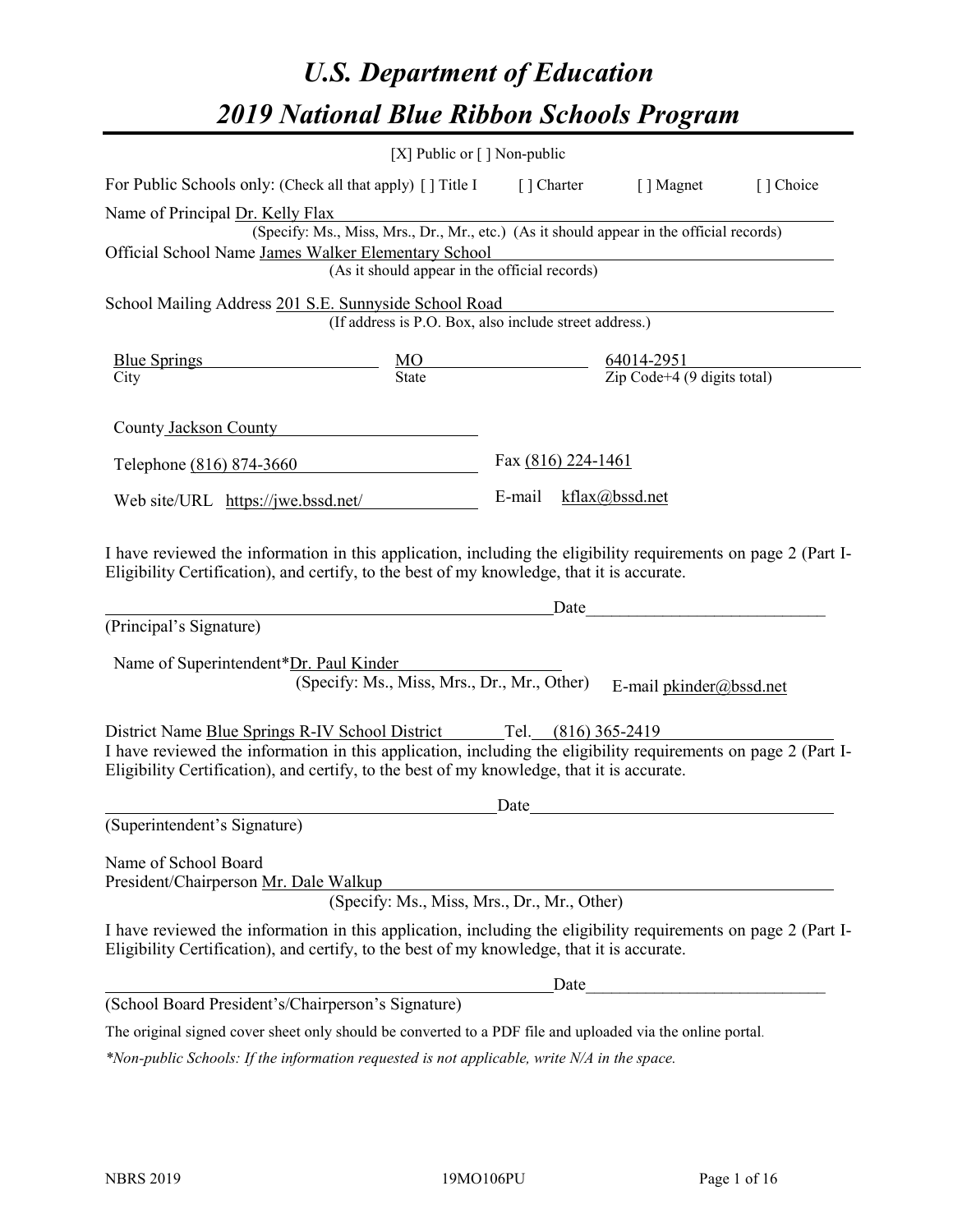# U.S. Department of Education

# 2019 National Blue Ribbon Schools Program

[X] Public or [ ] Non-public

For Public Schools only: (Check all that apply) [ ] Title I [ ] Charter [ ] Magnet [ ] Choice

Name of Principal Dr. Kelly Flax
(Specify: Ms., Miss, Mrs., Dr., Mr., etc.) (As it should appear in the official records)

Official School Name James Walker Elementary School
(As it should appear in the official records)

School Mailing Address 201 S.E. Sunnyside School Road
(If address is P.O. Box, also include street address.)

| Blue Springs | MO | 64014-2951 |
|---|---|---|
| City | State | Zip Code+4 (9 digits total) |

County Jackson County

Telephone (816) 874-3660 Fax (816) 224-1461

Web site/URL https://jwe.bssd.net/ E-mail kflax@bssd.net

I have reviewed the information in this application, including the eligibility requirements on page 2 (Part I-Eligibility Certification), and certify, to the best of my knowledge, that it is accurate.

_______________________________ Date_______________
(Principal's Signature)

Name of Superintendent*Dr. Paul Kinder
(Specify: Ms., Miss, Mrs., Dr., Mr., Other) E-mail pkinder@bssd.net

District Name Blue Springs R-IV School District Tel. (816) 365-2419

I have reviewed the information in this application, including the eligibility requirements on page 2 (Part I-Eligibility Certification), and certify, to the best of my knowledge, that it is accurate.

_______________________________ Date_______________
(Superintendent's Signature)

Name of School Board
President/Chairperson Mr. Dale Walkup
(Specify: Ms., Miss, Mrs., Dr., Mr., Other)

I have reviewed the information in this application, including the eligibility requirements on page 2 (Part I-Eligibility Certification), and certify, to the best of my knowledge, that it is accurate.

_______________________________ Date_______________
(School Board President's/Chairperson's Signature)

The original signed cover sheet only should be converted to a PDF file and uploaded via the online portal.

*\*Non-public Schools: If the information requested is not applicable, write N/A in the space.*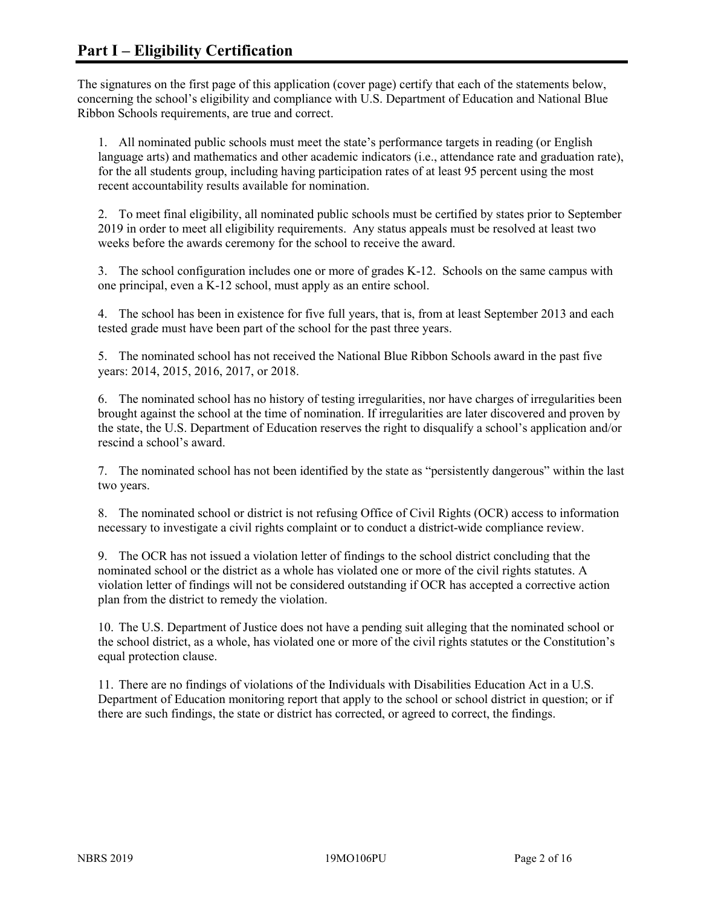# Part I – Eligibility Certification

The signatures on the first page of this application (cover page) certify that each of the statements below, concerning the school's eligibility and compliance with U.S. Department of Education and National Blue Ribbon Schools requirements, are true and correct.

1. All nominated public schools must meet the state's performance targets in reading (or English language arts) and mathematics and other academic indicators (i.e., attendance rate and graduation rate), for the all students group, including having participation rates of at least 95 percent using the most recent accountability results available for nomination.

2. To meet final eligibility, all nominated public schools must be certified by states prior to September 2019 in order to meet all eligibility requirements. Any status appeals must be resolved at least two weeks before the awards ceremony for the school to receive the award.

3. The school configuration includes one or more of grades K-12. Schools on the same campus with one principal, even a K-12 school, must apply as an entire school.

4. The school has been in existence for five full years, that is, from at least September 2013 and each tested grade must have been part of the school for the past three years.

5. The nominated school has not received the National Blue Ribbon Schools award in the past five years: 2014, 2015, 2016, 2017, or 2018.

6. The nominated school has no history of testing irregularities, nor have charges of irregularities been brought against the school at the time of nomination. If irregularities are later discovered and proven by the state, the U.S. Department of Education reserves the right to disqualify a school's application and/or rescind a school's award.

7. The nominated school has not been identified by the state as "persistently dangerous" within the last two years.

8. The nominated school or district is not refusing Office of Civil Rights (OCR) access to information necessary to investigate a civil rights complaint or to conduct a district-wide compliance review.

9. The OCR has not issued a violation letter of findings to the school district concluding that the nominated school or the district as a whole has violated one or more of the civil rights statutes. A violation letter of findings will not be considered outstanding if OCR has accepted a corrective action plan from the district to remedy the violation.

10. The U.S. Department of Justice does not have a pending suit alleging that the nominated school or the school district, as a whole, has violated one or more of the civil rights statutes or the Constitution's equal protection clause.

11. There are no findings of violations of the Individuals with Disabilities Education Act in a U.S. Department of Education monitoring report that apply to the school or school district in question; or if there are such findings, the state or district has corrected, or agreed to correct, the findings.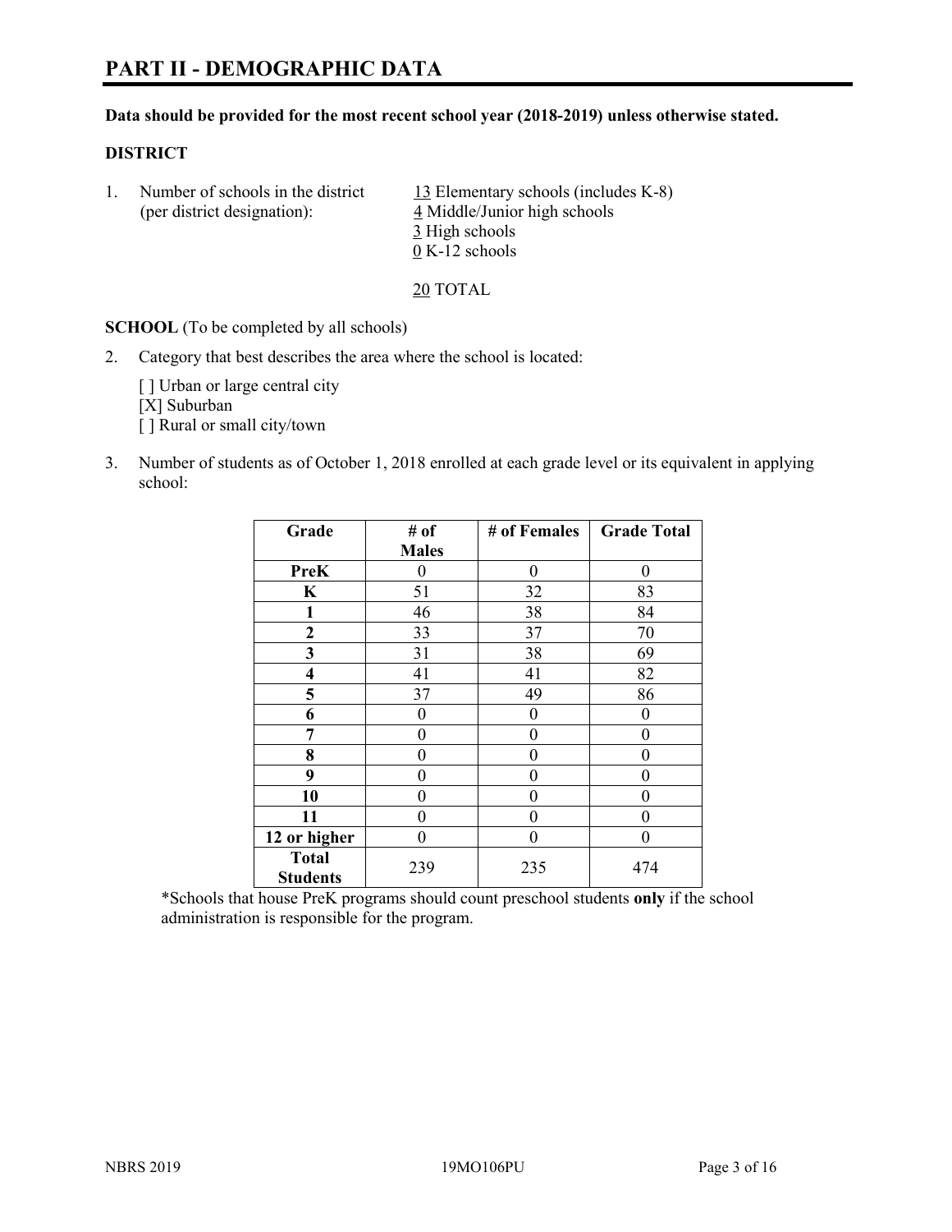# PART II - DEMOGRAPHIC DATA

**Data should be provided for the most recent school year (2018-2019) unless otherwise stated.**

**DISTRICT**

1. Number of schools in the district (per district designation):
   - 13 Elementary schools (includes K-8)
   - 4 Middle/Junior high schools
   - 3 High schools
   - 0 K-12 schools

   20 TOTAL

**SCHOOL** (To be completed by all schools)

2. Category that best describes the area where the school is located:

   [ ] Urban or large central city
   [X] Suburban
   [ ] Rural or small city/town

3. Number of students as of October 1, 2018 enrolled at each grade level or its equivalent in applying school:

| Grade | # of Males | # of Females | Grade Total |
|---|---|---|---|
| **PreK** | 0 | 0 | 0 |
| **K** | 51 | 32 | 83 |
| **1** | 46 | 38 | 84 |
| **2** | 33 | 37 | 70 |
| **3** | 31 | 38 | 69 |
| **4** | 41 | 41 | 82 |
| **5** | 37 | 49 | 86 |
| **6** | 0 | 0 | 0 |
| **7** | 0 | 0 | 0 |
| **8** | 0 | 0 | 0 |
| **9** | 0 | 0 | 0 |
| **10** | 0 | 0 | 0 |
| **11** | 0 | 0 | 0 |
| **12 or higher** | 0 | 0 | 0 |
| **Total Students** | 239 | 235 | 474 |

*Schools that house PreK programs should count preschool students **only** if the school administration is responsible for the program.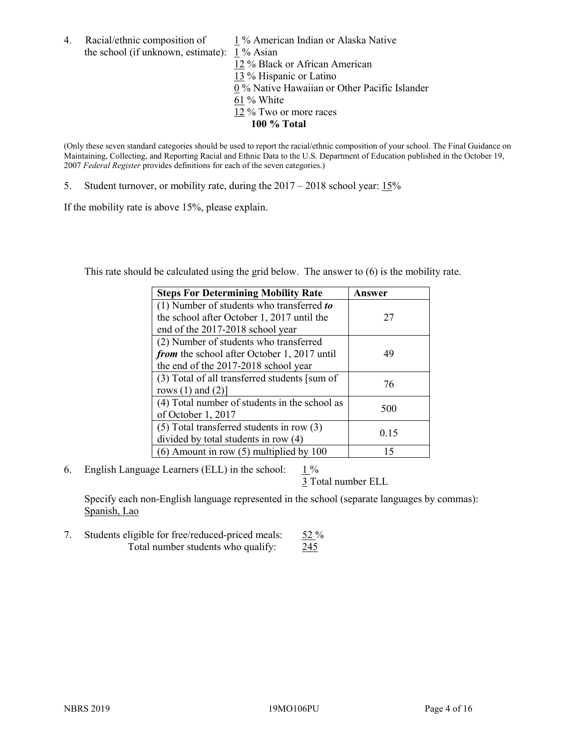4. Racial/ethnic composition of the school (if unknown, estimate):
   1 % American Indian or Alaska Native
   1 % Asian
   12 % Black or African American
   13 % Hispanic or Latino
   0 % Native Hawaiian or Other Pacific Islander
   61 % White
   12 % Two or more races
   **100 % Total**

(Only these seven standard categories should be used to report the racial/ethnic composition of your school. The Final Guidance on Maintaining, Collecting, and Reporting Racial and Ethnic Data to the U.S. Department of Education published in the October 19, 2007 *Federal Register* provides definitions for each of the seven categories.)

5. Student turnover, or mobility rate, during the 2017 – 2018 school year: 15%

If the mobility rate is above 15%, please explain.

This rate should be calculated using the grid below. The answer to (6) is the mobility rate.

| **Steps For Determining Mobility Rate** | **Answer** |
|---|---|
| (1) Number of students who transferred ***to*** the school after October 1, 2017 until the end of the 2017-2018 school year | 27 |
| (2) Number of students who transferred ***from*** the school after October 1, 2017 until the end of the 2017-2018 school year | 49 |
| (3) Total of all transferred students [sum of rows (1) and (2)] | 76 |
| (4) Total number of students in the school as of October 1, 2017 | 500 |
| (5) Total transferred students in row (3) divided by total students in row (4) | 0.15 |
| (6) Amount in row (5) multiplied by 100 | 15 |

6. English Language Learners (ELL) in the school: 1 %
   3 Total number ELL

   Specify each non-English language represented in the school (separate languages by commas): Spanish, Lao

7. Students eligible for free/reduced-priced meals: 52 %
   Total number students who qualify: 245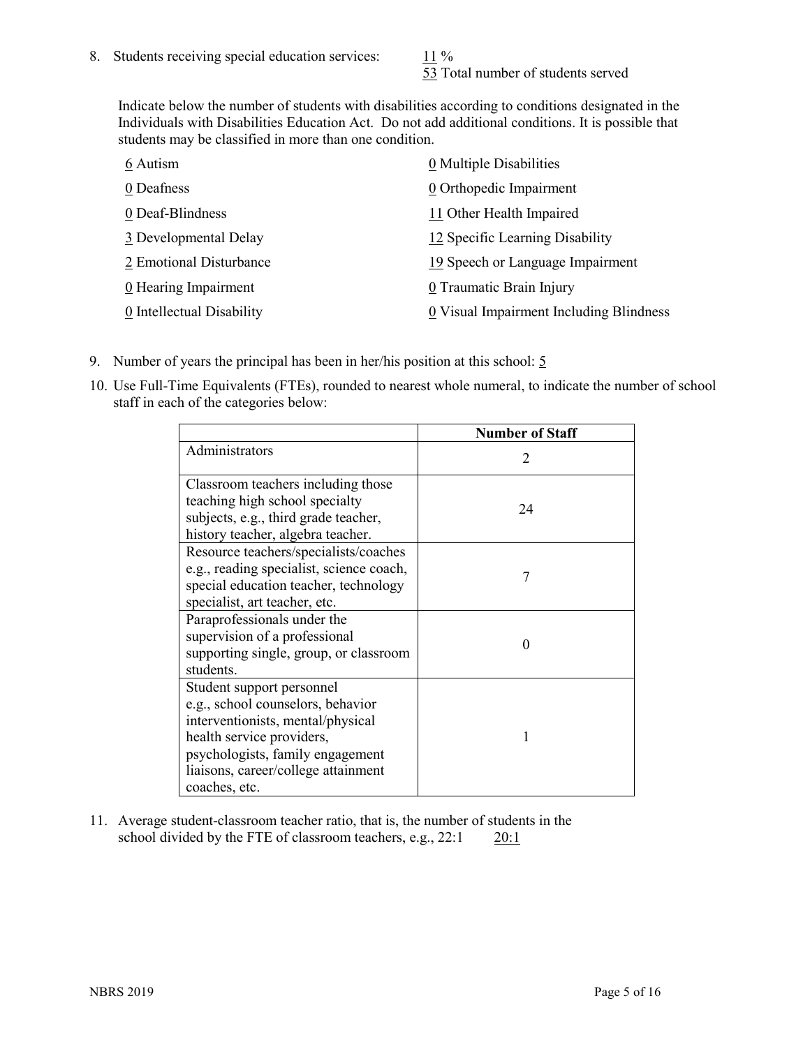8. Students receiving special education services: 11 %
   53 Total number of students served

   Indicate below the number of students with disabilities according to conditions designated in the Individuals with Disabilities Education Act. Do not add additional conditions. It is possible that students may be classified in more than one condition.

   6 Autism
   0 Deafness
   0 Deaf-Blindness
   3 Developmental Delay
   2 Emotional Disturbance
   0 Hearing Impairment
   0 Intellectual Disability
   0 Multiple Disabilities
   0 Orthopedic Impairment
   11 Other Health Impaired
   12 Specific Learning Disability
   19 Speech or Language Impairment
   0 Traumatic Brain Injury
   0 Visual Impairment Including Blindness

9. Number of years the principal has been in her/his position at this school: 5

10. Use Full-Time Equivalents (FTEs), rounded to nearest whole numeral, to indicate the number of school staff in each of the categories below:

| | Number of Staff |
|---|---|
| Administrators | 2 |
| Classroom teachers including those teaching high school specialty subjects, e.g., third grade teacher, history teacher, algebra teacher. | 24 |
| Resource teachers/specialists/coaches e.g., reading specialist, science coach, special education teacher, technology specialist, art teacher, etc. | 7 |
| Paraprofessionals under the supervision of a professional supporting single, group, or classroom students. | 0 |
| Student support personnel e.g., school counselors, behavior interventionists, mental/physical health service providers, psychologists, family engagement liaisons, career/college attainment coaches, etc. | 1 |

11. Average student-classroom teacher ratio, that is, the number of students in the school divided by the FTE of classroom teachers, e.g., 22:1     20:1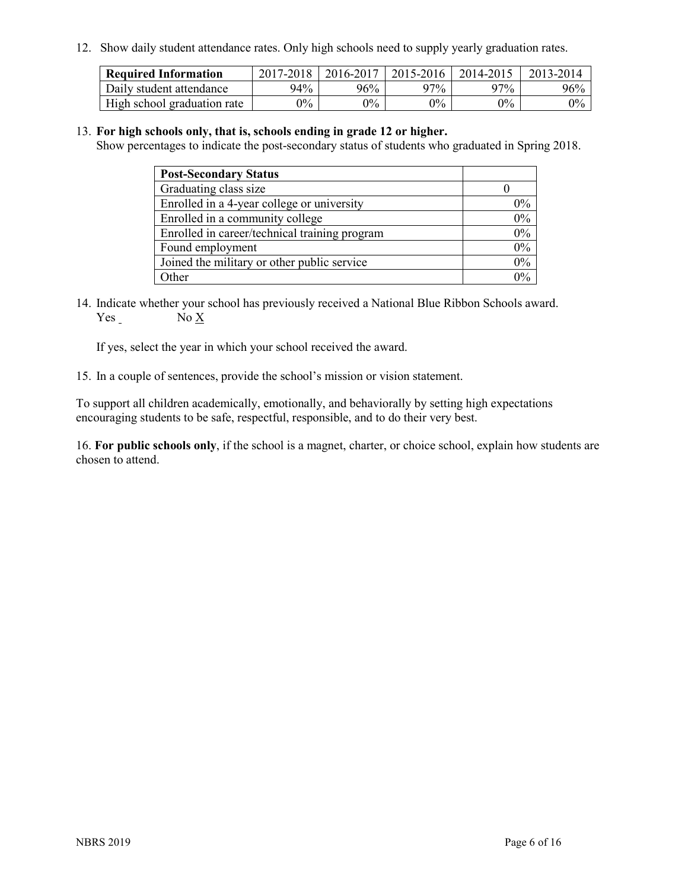12. Show daily student attendance rates. Only high schools need to supply yearly graduation rates.

| Required Information | 2017-2018 | 2016-2017 | 2015-2016 | 2014-2015 | 2013-2014 |
|---|---|---|---|---|---|
| Daily student attendance | 94% | 96% | 97% | 97% | 96% |
| High school graduation rate | 0% | 0% | 0% | 0% | 0% |

13. **For high schools only, that is, schools ending in grade 12 or higher.**
Show percentages to indicate the post-secondary status of students who graduated in Spring 2018.

| Post-Secondary Status | |
|---|---|
| Graduating class size | 0 |
| Enrolled in a 4-year college or university | 0% |
| Enrolled in a community college | 0% |
| Enrolled in career/technical training program | 0% |
| Found employment | 0% |
| Joined the military or other public service | 0% |
| Other | 0% |

14. Indicate whether your school has previously received a National Blue Ribbon Schools award.
Yes ___ No X

If yes, select the year in which your school received the award.

15. In a couple of sentences, provide the school's mission or vision statement.

To support all children academically, emotionally, and behaviorally by setting high expectations encouraging students to be safe, respectful, responsible, and to do their very best.

16. **For public schools only**, if the school is a magnet, charter, or choice school, explain how students are chosen to attend.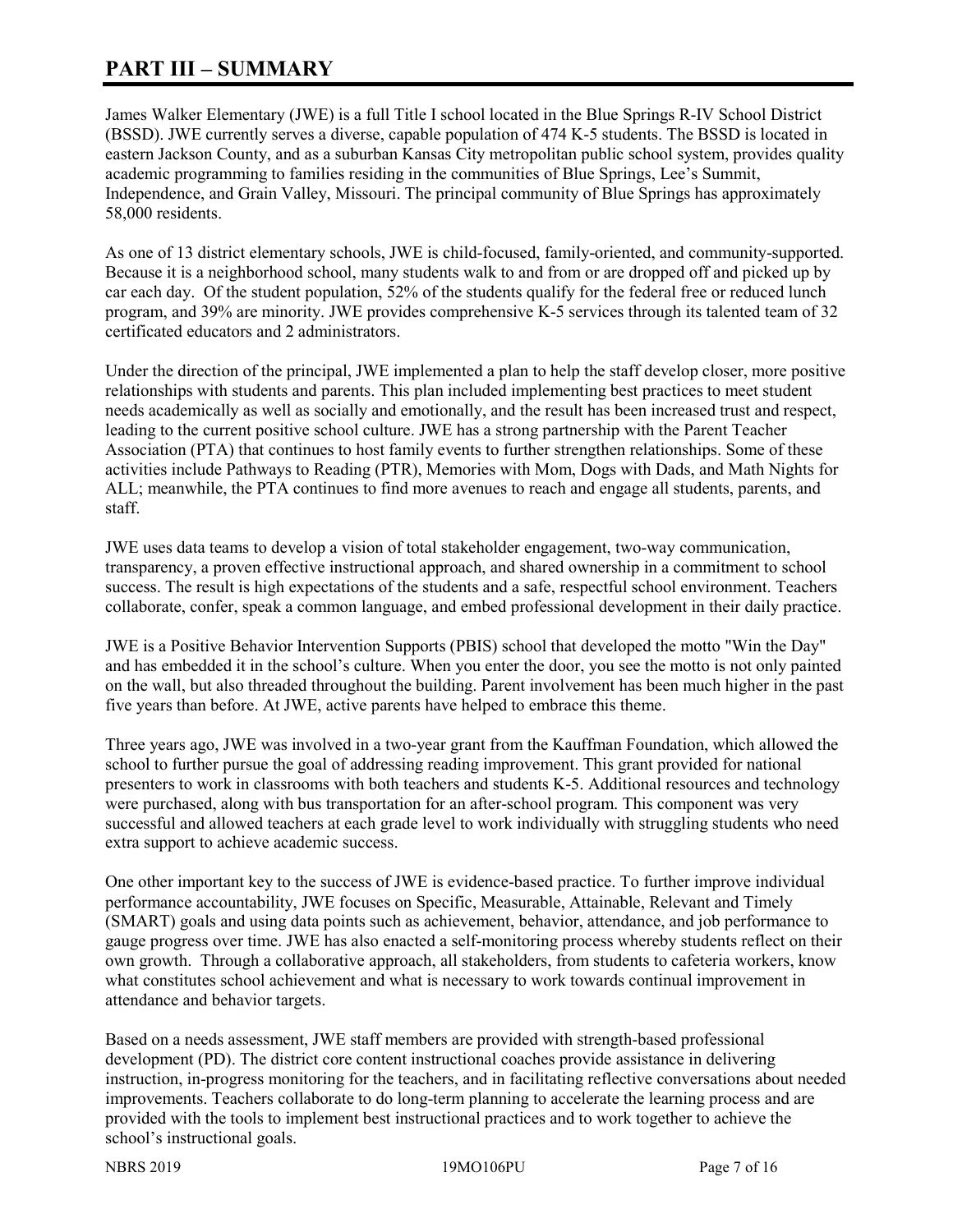# PART III – SUMMARY

James Walker Elementary (JWE) is a full Title I school located in the Blue Springs R-IV School District (BSSD). JWE currently serves a diverse, capable population of 474 K-5 students. The BSSD is located in eastern Jackson County, and as a suburban Kansas City metropolitan public school system, provides quality academic programming to families residing in the communities of Blue Springs, Lee's Summit, Independence, and Grain Valley, Missouri. The principal community of Blue Springs has approximately 58,000 residents.

As one of 13 district elementary schools, JWE is child-focused, family-oriented, and community-supported. Because it is a neighborhood school, many students walk to and from or are dropped off and picked up by car each day. Of the student population, 52% of the students qualify for the federal free or reduced lunch program, and 39% are minority. JWE provides comprehensive K-5 services through its talented team of 32 certificated educators and 2 administrators.

Under the direction of the principal, JWE implemented a plan to help the staff develop closer, more positive relationships with students and parents. This plan included implementing best practices to meet student needs academically as well as socially and emotionally, and the result has been increased trust and respect, leading to the current positive school culture. JWE has a strong partnership with the Parent Teacher Association (PTA) that continues to host family events to further strengthen relationships. Some of these activities include Pathways to Reading (PTR), Memories with Mom, Dogs with Dads, and Math Nights for ALL; meanwhile, the PTA continues to find more avenues to reach and engage all students, parents, and staff.

JWE uses data teams to develop a vision of total stakeholder engagement, two-way communication, transparency, a proven effective instructional approach, and shared ownership in a commitment to school success. The result is high expectations of the students and a safe, respectful school environment. Teachers collaborate, confer, speak a common language, and embed professional development in their daily practice.

JWE is a Positive Behavior Intervention Supports (PBIS) school that developed the motto "Win the Day" and has embedded it in the school's culture. When you enter the door, you see the motto is not only painted on the wall, but also threaded throughout the building. Parent involvement has been much higher in the past five years than before. At JWE, active parents have helped to embrace this theme.

Three years ago, JWE was involved in a two-year grant from the Kauffman Foundation, which allowed the school to further pursue the goal of addressing reading improvement. This grant provided for national presenters to work in classrooms with both teachers and students K-5. Additional resources and technology were purchased, along with bus transportation for an after-school program. This component was very successful and allowed teachers at each grade level to work individually with struggling students who need extra support to achieve academic success.

One other important key to the success of JWE is evidence-based practice. To further improve individual performance accountability, JWE focuses on Specific, Measurable, Attainable, Relevant and Timely (SMART) goals and using data points such as achievement, behavior, attendance, and job performance to gauge progress over time. JWE has also enacted a self-monitoring process whereby students reflect on their own growth. Through a collaborative approach, all stakeholders, from students to cafeteria workers, know what constitutes school achievement and what is necessary to work towards continual improvement in attendance and behavior targets.

Based on a needs assessment, JWE staff members are provided with strength-based professional development (PD). The district core content instructional coaches provide assistance in delivering instruction, in-progress monitoring for the teachers, and in facilitating reflective conversations about needed improvements. Teachers collaborate to do long-term planning to accelerate the learning process and are provided with the tools to implement best instructional practices and to work together to achieve the school's instructional goals.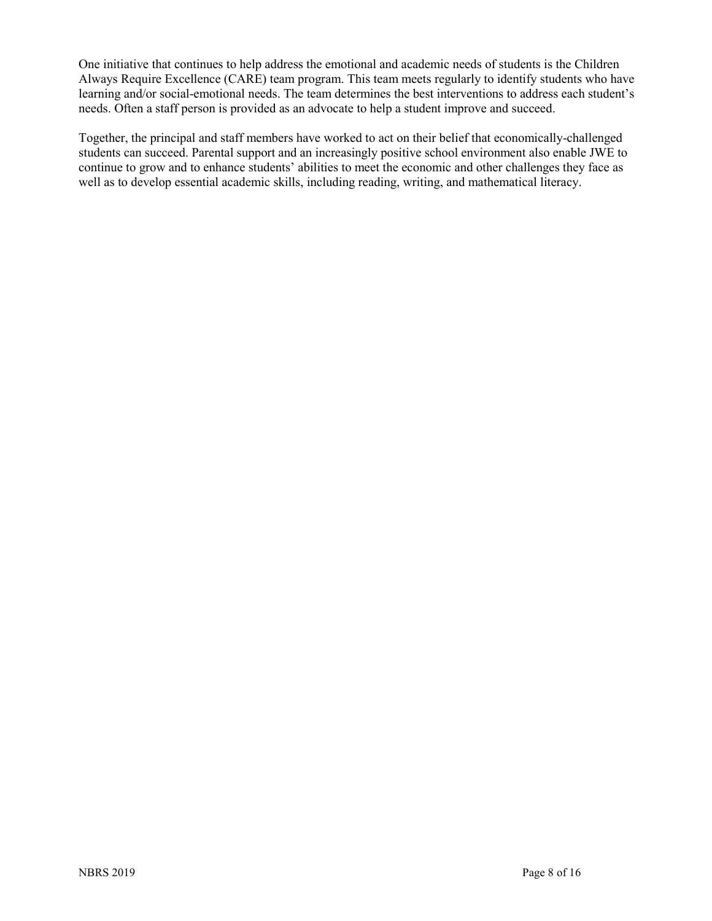One initiative that continues to help address the emotional and academic needs of students is the Children Always Require Excellence (CARE) team program. This team meets regularly to identify students who have learning and/or social-emotional needs. The team determines the best interventions to address each student's needs. Often a staff person is provided as an advocate to help a student improve and succeed.

Together, the principal and staff members have worked to act on their belief that economically-challenged students can succeed. Parental support and an increasingly positive school environment also enable JWE to continue to grow and to enhance students' abilities to meet the economic and other challenges they face as well as to develop essential academic skills, including reading, writing, and mathematical literacy.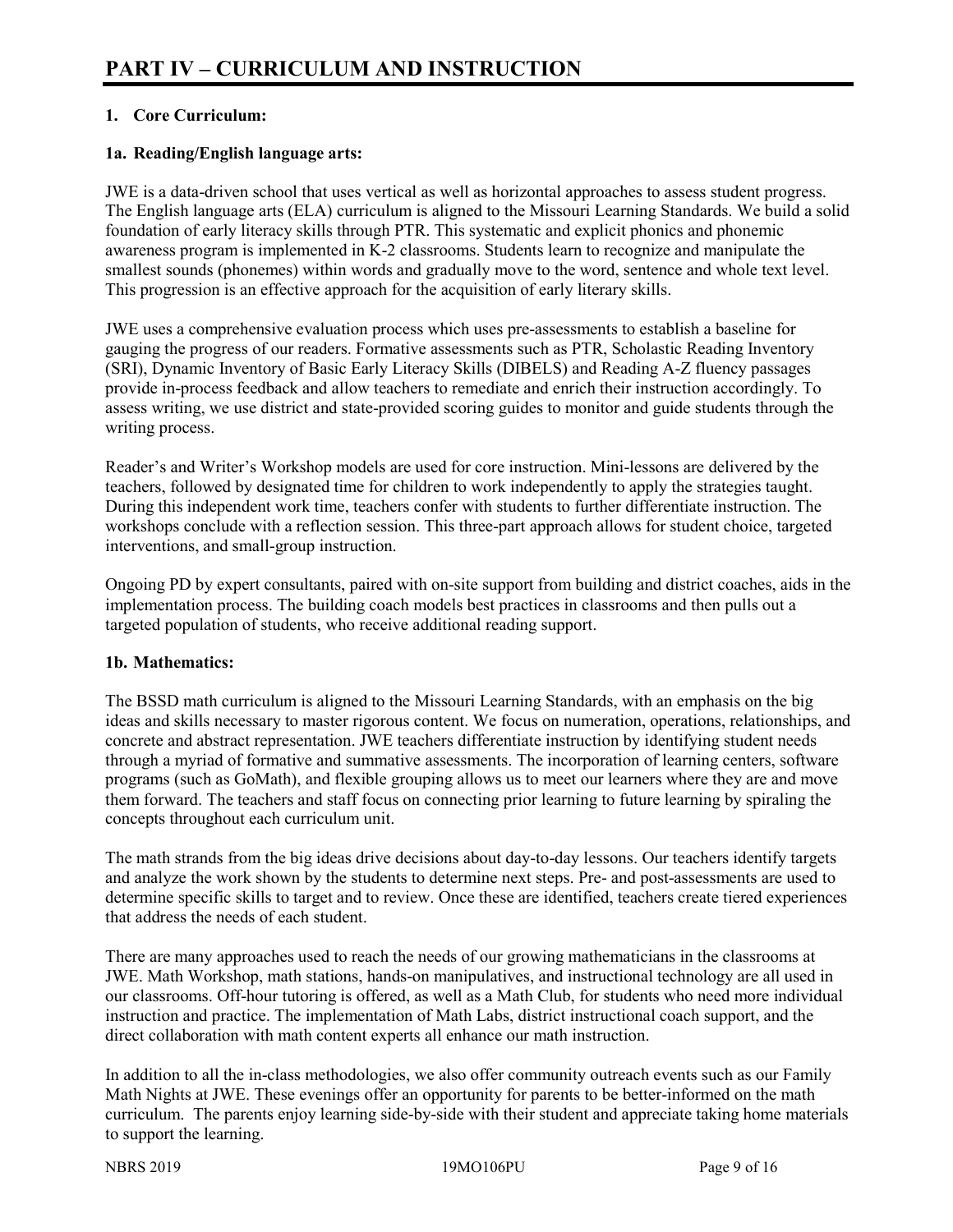# PART IV – CURRICULUM AND INSTRUCTION

**1. Core Curriculum:**

**1a. Reading/English language arts:**

JWE is a data-driven school that uses vertical as well as horizontal approaches to assess student progress. The English language arts (ELA) curriculum is aligned to the Missouri Learning Standards. We build a solid foundation of early literacy skills through PTR. This systematic and explicit phonics and phonemic awareness program is implemented in K-2 classrooms. Students learn to recognize and manipulate the smallest sounds (phonemes) within words and gradually move to the word, sentence and whole text level. This progression is an effective approach for the acquisition of early literary skills.

JWE uses a comprehensive evaluation process which uses pre-assessments to establish a baseline for gauging the progress of our readers. Formative assessments such as PTR, Scholastic Reading Inventory (SRI), Dynamic Inventory of Basic Early Literacy Skills (DIBELS) and Reading A-Z fluency passages provide in-process feedback and allow teachers to remediate and enrich their instruction accordingly. To assess writing, we use district and state-provided scoring guides to monitor and guide students through the writing process.

Reader's and Writer's Workshop models are used for core instruction. Mini-lessons are delivered by the teachers, followed by designated time for children to work independently to apply the strategies taught. During this independent work time, teachers confer with students to further differentiate instruction. The workshops conclude with a reflection session. This three-part approach allows for student choice, targeted interventions, and small-group instruction.

Ongoing PD by expert consultants, paired with on-site support from building and district coaches, aids in the implementation process. The building coach models best practices in classrooms and then pulls out a targeted population of students, who receive additional reading support.

**1b. Mathematics:**

The BSSD math curriculum is aligned to the Missouri Learning Standards, with an emphasis on the big ideas and skills necessary to master rigorous content. We focus on numeration, operations, relationships, and concrete and abstract representation. JWE teachers differentiate instruction by identifying student needs through a myriad of formative and summative assessments. The incorporation of learning centers, software programs (such as GoMath), and flexible grouping allows us to meet our learners where they are and move them forward. The teachers and staff focus on connecting prior learning to future learning by spiraling the concepts throughout each curriculum unit.

The math strands from the big ideas drive decisions about day-to-day lessons. Our teachers identify targets and analyze the work shown by the students to determine next steps. Pre- and post-assessments are used to determine specific skills to target and to review. Once these are identified, teachers create tiered experiences that address the needs of each student.

There are many approaches used to reach the needs of our growing mathematicians in the classrooms at JWE. Math Workshop, math stations, hands-on manipulatives, and instructional technology are all used in our classrooms. Off-hour tutoring is offered, as well as a Math Club, for students who need more individual instruction and practice. The implementation of Math Labs, district instructional coach support, and the direct collaboration with math content experts all enhance our math instruction.

In addition to all the in-class methodologies, we also offer community outreach events such as our Family Math Nights at JWE. These evenings offer an opportunity for parents to be better-informed on the math curriculum. The parents enjoy learning side-by-side with their student and appreciate taking home materials to support the learning.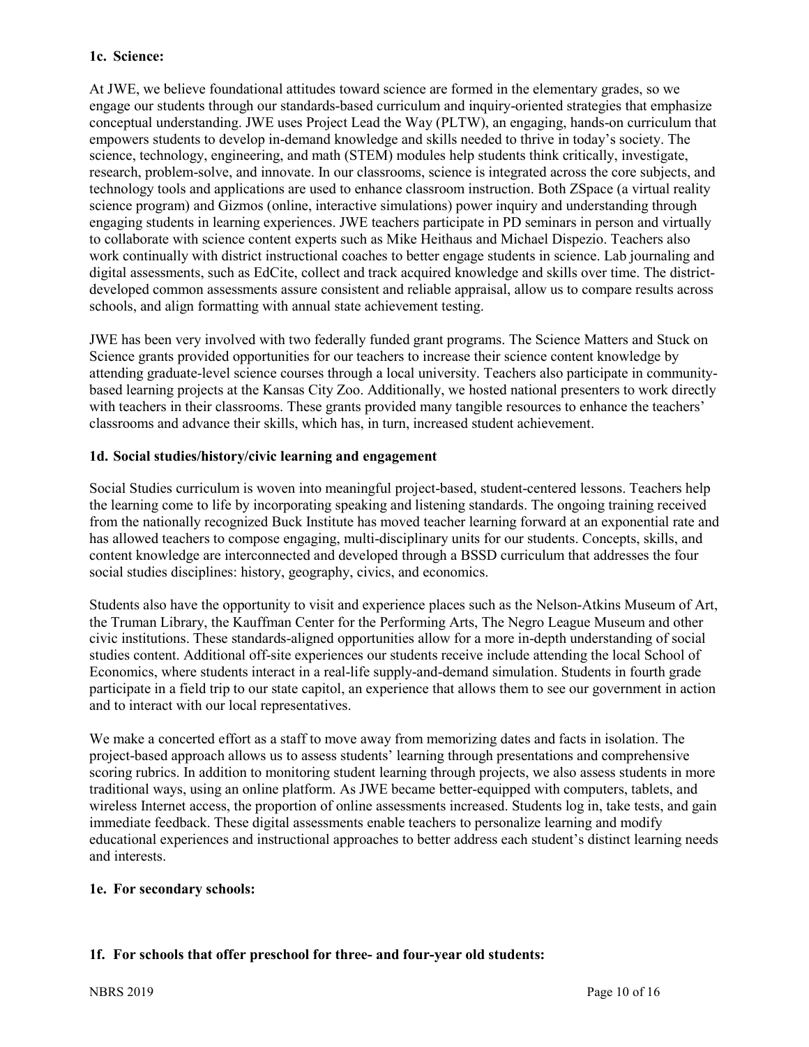**1c. Science:**

At JWE, we believe foundational attitudes toward science are formed in the elementary grades, so we engage our students through our standards-based curriculum and inquiry-oriented strategies that emphasize conceptual understanding. JWE uses Project Lead the Way (PLTW), an engaging, hands-on curriculum that empowers students to develop in-demand knowledge and skills needed to thrive in today's society. The science, technology, engineering, and math (STEM) modules help students think critically, investigate, research, problem-solve, and innovate. In our classrooms, science is integrated across the core subjects, and technology tools and applications are used to enhance classroom instruction. Both ZSpace (a virtual reality science program) and Gizmos (online, interactive simulations) power inquiry and understanding through engaging students in learning experiences. JWE teachers participate in PD seminars in person and virtually to collaborate with science content experts such as Mike Heithaus and Michael Dispezio. Teachers also work continually with district instructional coaches to better engage students in science. Lab journaling and digital assessments, such as EdCite, collect and track acquired knowledge and skills over time. The district-developed common assessments assure consistent and reliable appraisal, allow us to compare results across schools, and align formatting with annual state achievement testing.

JWE has been very involved with two federally funded grant programs. The Science Matters and Stuck on Science grants provided opportunities for our teachers to increase their science content knowledge by attending graduate-level science courses through a local university. Teachers also participate in community-based learning projects at the Kansas City Zoo. Additionally, we hosted national presenters to work directly with teachers in their classrooms. These grants provided many tangible resources to enhance the teachers' classrooms and advance their skills, which has, in turn, increased student achievement.

**1d. Social studies/history/civic learning and engagement**

Social Studies curriculum is woven into meaningful project-based, student-centered lessons. Teachers help the learning come to life by incorporating speaking and listening standards. The ongoing training received from the nationally recognized Buck Institute has moved teacher learning forward at an exponential rate and has allowed teachers to compose engaging, multi-disciplinary units for our students. Concepts, skills, and content knowledge are interconnected and developed through a BSSD curriculum that addresses the four social studies disciplines: history, geography, civics, and economics.

Students also have the opportunity to visit and experience places such as the Nelson-Atkins Museum of Art, the Truman Library, the Kauffman Center for the Performing Arts, The Negro League Museum and other civic institutions. These standards-aligned opportunities allow for a more in-depth understanding of social studies content. Additional off-site experiences our students receive include attending the local School of Economics, where students interact in a real-life supply-and-demand simulation. Students in fourth grade participate in a field trip to our state capitol, an experience that allows them to see our government in action and to interact with our local representatives.

We make a concerted effort as a staff to move away from memorizing dates and facts in isolation. The project-based approach allows us to assess students' learning through presentations and comprehensive scoring rubrics. In addition to monitoring student learning through projects, we also assess students in more traditional ways, using an online platform. As JWE became better-equipped with computers, tablets, and wireless Internet access, the proportion of online assessments increased. Students log in, take tests, and gain immediate feedback. These digital assessments enable teachers to personalize learning and modify educational experiences and instructional approaches to better address each student's distinct learning needs and interests.

**1e. For secondary schools:**

**1f. For schools that offer preschool for three- and four-year old students:**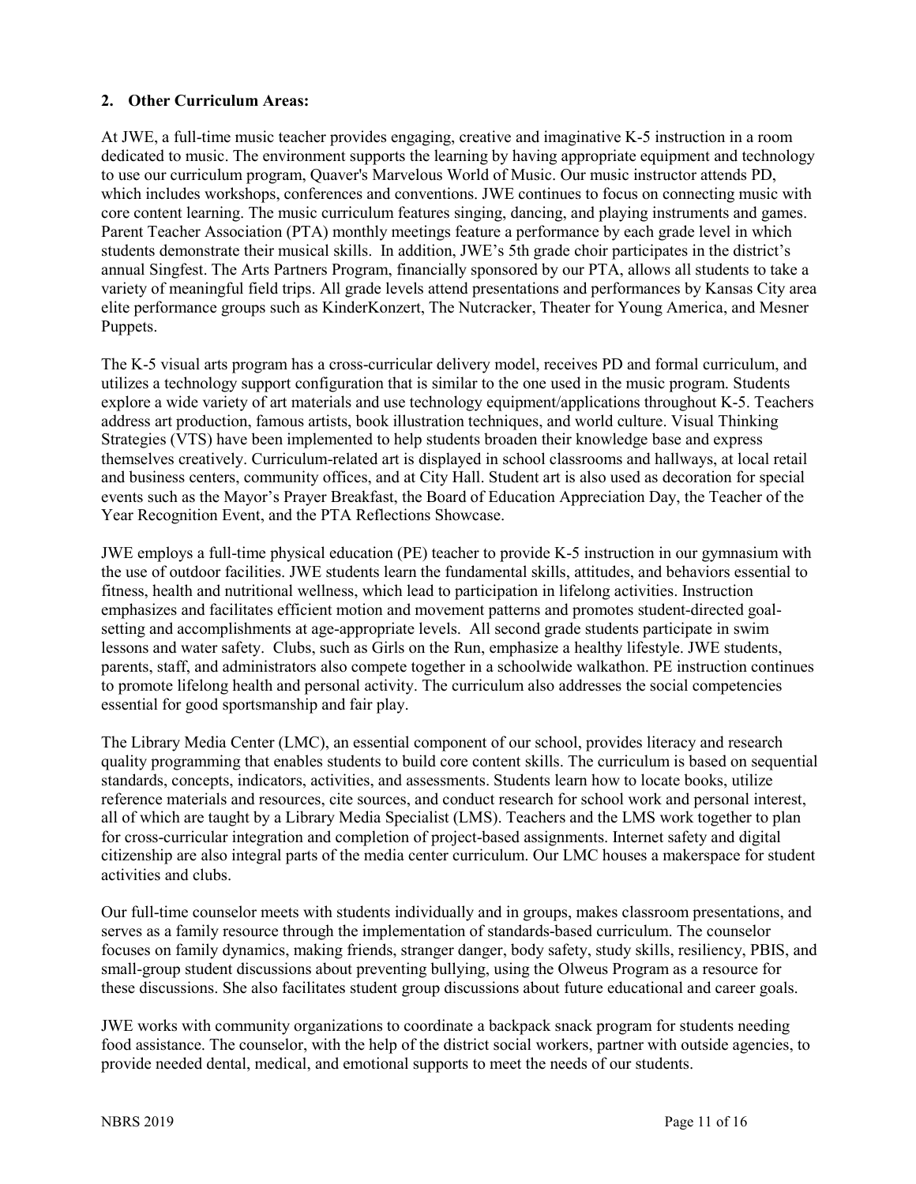**2. Other Curriculum Areas:**

At JWE, a full-time music teacher provides engaging, creative and imaginative K-5 instruction in a room dedicated to music. The environment supports the learning by having appropriate equipment and technology to use our curriculum program, Quaver's Marvelous World of Music. Our music instructor attends PD, which includes workshops, conferences and conventions. JWE continues to focus on connecting music with core content learning. The music curriculum features singing, dancing, and playing instruments and games. Parent Teacher Association (PTA) monthly meetings feature a performance by each grade level in which students demonstrate their musical skills. In addition, JWE's 5th grade choir participates in the district's annual Singfest. The Arts Partners Program, financially sponsored by our PTA, allows all students to take a variety of meaningful field trips. All grade levels attend presentations and performances by Kansas City area elite performance groups such as KinderKonzert, The Nutcracker, Theater for Young America, and Mesner Puppets.

The K-5 visual arts program has a cross-curricular delivery model, receives PD and formal curriculum, and utilizes a technology support configuration that is similar to the one used in the music program. Students explore a wide variety of art materials and use technology equipment/applications throughout K-5. Teachers address art production, famous artists, book illustration techniques, and world culture. Visual Thinking Strategies (VTS) have been implemented to help students broaden their knowledge base and express themselves creatively. Curriculum-related art is displayed in school classrooms and hallways, at local retail and business centers, community offices, and at City Hall. Student art is also used as decoration for special events such as the Mayor's Prayer Breakfast, the Board of Education Appreciation Day, the Teacher of the Year Recognition Event, and the PTA Reflections Showcase.

JWE employs a full-time physical education (PE) teacher to provide K-5 instruction in our gymnasium with the use of outdoor facilities. JWE students learn the fundamental skills, attitudes, and behaviors essential to fitness, health and nutritional wellness, which lead to participation in lifelong activities. Instruction emphasizes and facilitates efficient motion and movement patterns and promotes student-directed goal-setting and accomplishments at age-appropriate levels. All second grade students participate in swim lessons and water safety. Clubs, such as Girls on the Run, emphasize a healthy lifestyle. JWE students, parents, staff, and administrators also compete together in a schoolwide walkathon. PE instruction continues to promote lifelong health and personal activity. The curriculum also addresses the social competencies essential for good sportsmanship and fair play.

The Library Media Center (LMC), an essential component of our school, provides literacy and research quality programming that enables students to build core content skills. The curriculum is based on sequential standards, concepts, indicators, activities, and assessments. Students learn how to locate books, utilize reference materials and resources, cite sources, and conduct research for school work and personal interest, all of which are taught by a Library Media Specialist (LMS). Teachers and the LMS work together to plan for cross-curricular integration and completion of project-based assignments. Internet safety and digital citizenship are also integral parts of the media center curriculum. Our LMC houses a makerspace for student activities and clubs.

Our full-time counselor meets with students individually and in groups, makes classroom presentations, and serves as a family resource through the implementation of standards-based curriculum. The counselor focuses on family dynamics, making friends, stranger danger, body safety, study skills, resiliency, PBIS, and small-group student discussions about preventing bullying, using the Olweus Program as a resource for these discussions. She also facilitates student group discussions about future educational and career goals.

JWE works with community organizations to coordinate a backpack snack program for students needing food assistance. The counselor, with the help of the district social workers, partner with outside agencies, to provide needed dental, medical, and emotional supports to meet the needs of our students.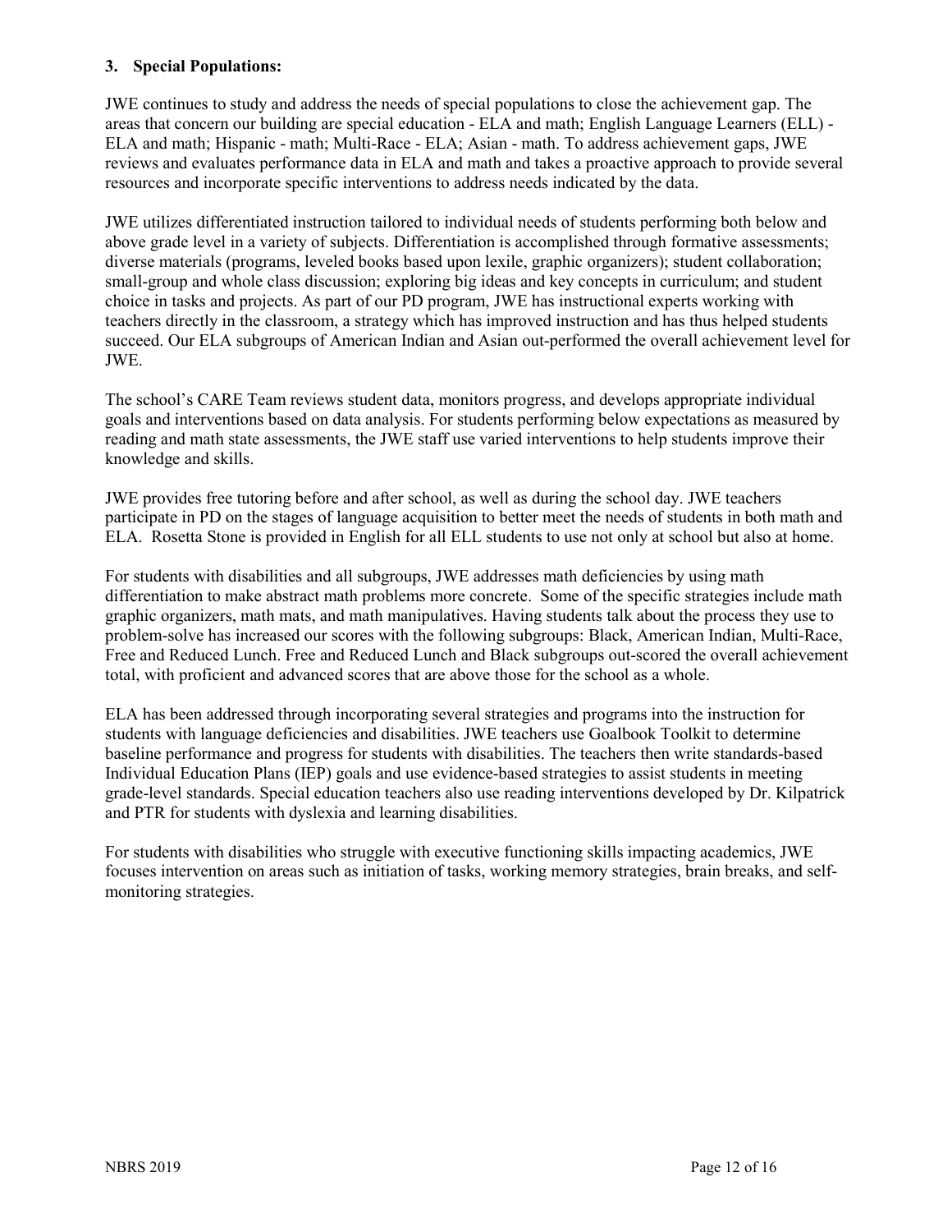### 3. Special Populations:

JWE continues to study and address the needs of special populations to close the achievement gap. The areas that concern our building are special education - ELA and math; English Language Learners (ELL) - ELA and math; Hispanic - math; Multi-Race - ELA; Asian - math. To address achievement gaps, JWE reviews and evaluates performance data in ELA and math and takes a proactive approach to provide several resources and incorporate specific interventions to address needs indicated by the data.

JWE utilizes differentiated instruction tailored to individual needs of students performing both below and above grade level in a variety of subjects. Differentiation is accomplished through formative assessments; diverse materials (programs, leveled books based upon lexile, graphic organizers); student collaboration; small-group and whole class discussion; exploring big ideas and key concepts in curriculum; and student choice in tasks and projects. As part of our PD program, JWE has instructional experts working with teachers directly in the classroom, a strategy which has improved instruction and has thus helped students succeed. Our ELA subgroups of American Indian and Asian out-performed the overall achievement level for JWE.

The school's CARE Team reviews student data, monitors progress, and develops appropriate individual goals and interventions based on data analysis. For students performing below expectations as measured by reading and math state assessments, the JWE staff use varied interventions to help students improve their knowledge and skills.

JWE provides free tutoring before and after school, as well as during the school day. JWE teachers participate in PD on the stages of language acquisition to better meet the needs of students in both math and ELA. Rosetta Stone is provided in English for all ELL students to use not only at school but also at home.

For students with disabilities and all subgroups, JWE addresses math deficiencies by using math differentiation to make abstract math problems more concrete. Some of the specific strategies include math graphic organizers, math mats, and math manipulatives. Having students talk about the process they use to problem-solve has increased our scores with the following subgroups: Black, American Indian, Multi-Race, Free and Reduced Lunch. Free and Reduced Lunch and Black subgroups out-scored the overall achievement total, with proficient and advanced scores that are above those for the school as a whole.

ELA has been addressed through incorporating several strategies and programs into the instruction for students with language deficiencies and disabilities. JWE teachers use Goalbook Toolkit to determine baseline performance and progress for students with disabilities. The teachers then write standards-based Individual Education Plans (IEP) goals and use evidence-based strategies to assist students in meeting grade-level standards. Special education teachers also use reading interventions developed by Dr. Kilpatrick and PTR for students with dyslexia and learning disabilities.

For students with disabilities who struggle with executive functioning skills impacting academics, JWE focuses intervention on areas such as initiation of tasks, working memory strategies, brain breaks, and self-monitoring strategies.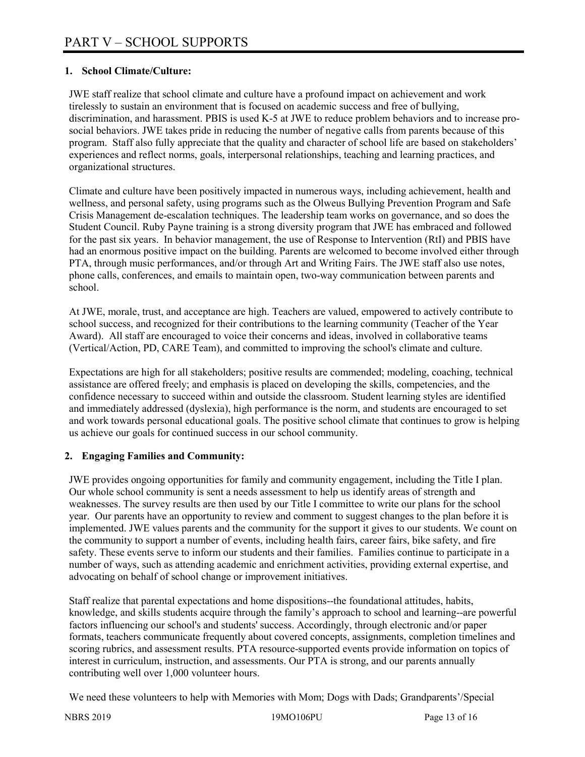# PART V – SCHOOL SUPPORTS

## 1. School Climate/Culture:

JWE staff realize that school climate and culture have a profound impact on achievement and work tirelessly to sustain an environment that is focused on academic success and free of bullying, discrimination, and harassment. PBIS is used K-5 at JWE to reduce problem behaviors and to increase pro-social behaviors. JWE takes pride in reducing the number of negative calls from parents because of this program. Staff also fully appreciate that the quality and character of school life are based on stakeholders' experiences and reflect norms, goals, interpersonal relationships, teaching and learning practices, and organizational structures.

Climate and culture have been positively impacted in numerous ways, including achievement, health and wellness, and personal safety, using programs such as the Olweus Bullying Prevention Program and Safe Crisis Management de-escalation techniques. The leadership team works on governance, and so does the Student Council. Ruby Payne training is a strong diversity program that JWE has embraced and followed for the past six years. In behavior management, the use of Response to Intervention (RtI) and PBIS have had an enormous positive impact on the building. Parents are welcomed to become involved either through PTA, through music performances, and/or through Art and Writing Fairs. The JWE staff also use notes, phone calls, conferences, and emails to maintain open, two-way communication between parents and school.

At JWE, morale, trust, and acceptance are high. Teachers are valued, empowered to actively contribute to school success, and recognized for their contributions to the learning community (Teacher of the Year Award). All staff are encouraged to voice their concerns and ideas, involved in collaborative teams (Vertical/Action, PD, CARE Team), and committed to improving the school's climate and culture.

Expectations are high for all stakeholders; positive results are commended; modeling, coaching, technical assistance are offered freely; and emphasis is placed on developing the skills, competencies, and the confidence necessary to succeed within and outside the classroom. Student learning styles are identified and immediately addressed (dyslexia), high performance is the norm, and students are encouraged to set and work towards personal educational goals. The positive school climate that continues to grow is helping us achieve our goals for continued success in our school community.

## 2. Engaging Families and Community:

JWE provides ongoing opportunities for family and community engagement, including the Title I plan. Our whole school community is sent a needs assessment to help us identify areas of strength and weaknesses. The survey results are then used by our Title I committee to write our plans for the school year. Our parents have an opportunity to review and comment to suggest changes to the plan before it is implemented. JWE values parents and the community for the support it gives to our students. We count on the community to support a number of events, including health fairs, career fairs, bike safety, and fire safety. These events serve to inform our students and their families. Families continue to participate in a number of ways, such as attending academic and enrichment activities, providing external expertise, and advocating on behalf of school change or improvement initiatives.

Staff realize that parental expectations and home dispositions--the foundational attitudes, habits, knowledge, and skills students acquire through the family's approach to school and learning--are powerful factors influencing our school's and students' success. Accordingly, through electronic and/or paper formats, teachers communicate frequently about covered concepts, assignments, completion timelines and scoring rubrics, and assessment results. PTA resource-supported events provide information on topics of interest in curriculum, instruction, and assessments. Our PTA is strong, and our parents annually contributing well over 1,000 volunteer hours.

We need these volunteers to help with Memories with Mom; Dogs with Dads; Grandparents'/Special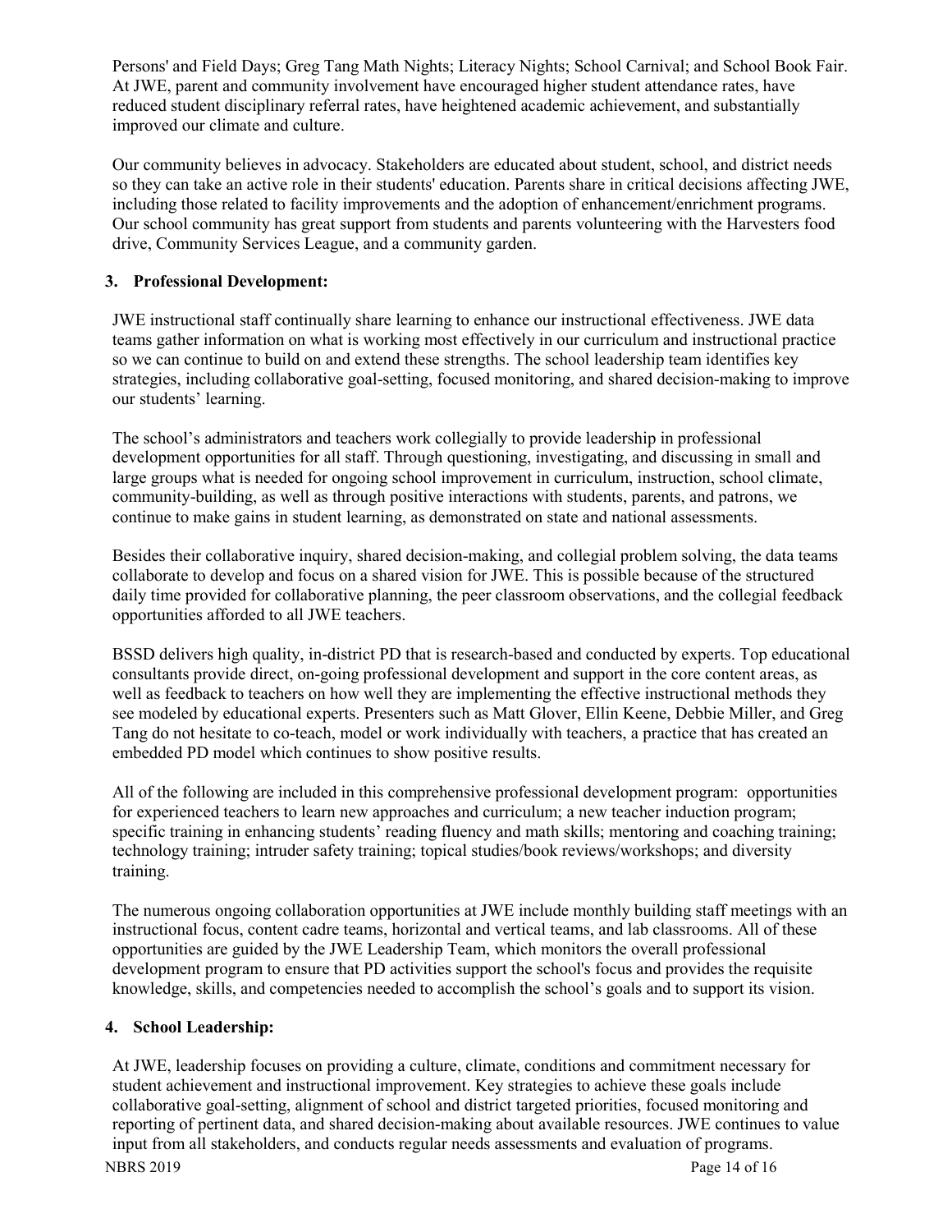Persons' and Field Days; Greg Tang Math Nights; Literacy Nights; School Carnival; and School Book Fair. At JWE, parent and community involvement have encouraged higher student attendance rates, have reduced student disciplinary referral rates, have heightened academic achievement, and substantially improved our climate and culture.

Our community believes in advocacy. Stakeholders are educated about student, school, and district needs so they can take an active role in their students' education. Parents share in critical decisions affecting JWE, including those related to facility improvements and the adoption of enhancement/enrichment programs. Our school community has great support from students and parents volunteering with the Harvesters food drive, Community Services League, and a community garden.

### 3. Professional Development:

JWE instructional staff continually share learning to enhance our instructional effectiveness. JWE data teams gather information on what is working most effectively in our curriculum and instructional practice so we can continue to build on and extend these strengths. The school leadership team identifies key strategies, including collaborative goal-setting, focused monitoring, and shared decision-making to improve our students' learning.

The school's administrators and teachers work collegially to provide leadership in professional development opportunities for all staff. Through questioning, investigating, and discussing in small and large groups what is needed for ongoing school improvement in curriculum, instruction, school climate, community-building, as well as through positive interactions with students, parents, and patrons, we continue to make gains in student learning, as demonstrated on state and national assessments.

Besides their collaborative inquiry, shared decision-making, and collegial problem solving, the data teams collaborate to develop and focus on a shared vision for JWE. This is possible because of the structured daily time provided for collaborative planning, the peer classroom observations, and the collegial feedback opportunities afforded to all JWE teachers.

BSSD delivers high quality, in-district PD that is research-based and conducted by experts. Top educational consultants provide direct, on-going professional development and support in the core content areas, as well as feedback to teachers on how well they are implementing the effective instructional methods they see modeled by educational experts. Presenters such as Matt Glover, Ellin Keene, Debbie Miller, and Greg Tang do not hesitate to co-teach, model or work individually with teachers, a practice that has created an embedded PD model which continues to show positive results.

All of the following are included in this comprehensive professional development program: opportunities for experienced teachers to learn new approaches and curriculum; a new teacher induction program; specific training in enhancing students' reading fluency and math skills; mentoring and coaching training; technology training; intruder safety training; topical studies/book reviews/workshops; and diversity training.

The numerous ongoing collaboration opportunities at JWE include monthly building staff meetings with an instructional focus, content cadre teams, horizontal and vertical teams, and lab classrooms. All of these opportunities are guided by the JWE Leadership Team, which monitors the overall professional development program to ensure that PD activities support the school's focus and provides the requisite knowledge, skills, and competencies needed to accomplish the school's goals and to support its vision.

### 4. School Leadership:

At JWE, leadership focuses on providing a culture, climate, conditions and commitment necessary for student achievement and instructional improvement. Key strategies to achieve these goals include collaborative goal-setting, alignment of school and district targeted priorities, focused monitoring and reporting of pertinent data, and shared decision-making about available resources. JWE continues to value input from all stakeholders, and conducts regular needs assessments and evaluation of programs.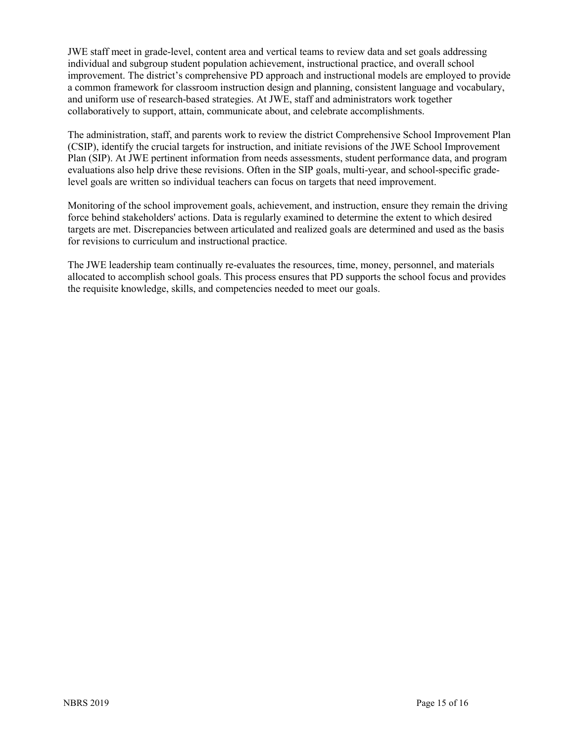JWE staff meet in grade-level, content area and vertical teams to review data and set goals addressing individual and subgroup student population achievement, instructional practice, and overall school improvement. The district's comprehensive PD approach and instructional models are employed to provide a common framework for classroom instruction design and planning, consistent language and vocabulary, and uniform use of research-based strategies. At JWE, staff and administrators work together collaboratively to support, attain, communicate about, and celebrate accomplishments.

The administration, staff, and parents work to review the district Comprehensive School Improvement Plan (CSIP), identify the crucial targets for instruction, and initiate revisions of the JWE School Improvement Plan (SIP). At JWE pertinent information from needs assessments, student performance data, and program evaluations also help drive these revisions. Often in the SIP goals, multi-year, and school-specific grade-level goals are written so individual teachers can focus on targets that need improvement.

Monitoring of the school improvement goals, achievement, and instruction, ensure they remain the driving force behind stakeholders' actions. Data is regularly examined to determine the extent to which desired targets are met. Discrepancies between articulated and realized goals are determined and used as the basis for revisions to curriculum and instructional practice.

The JWE leadership team continually re-evaluates the resources, time, money, personnel, and materials allocated to accomplish school goals. This process ensures that PD supports the school focus and provides the requisite knowledge, skills, and competencies needed to meet our goals.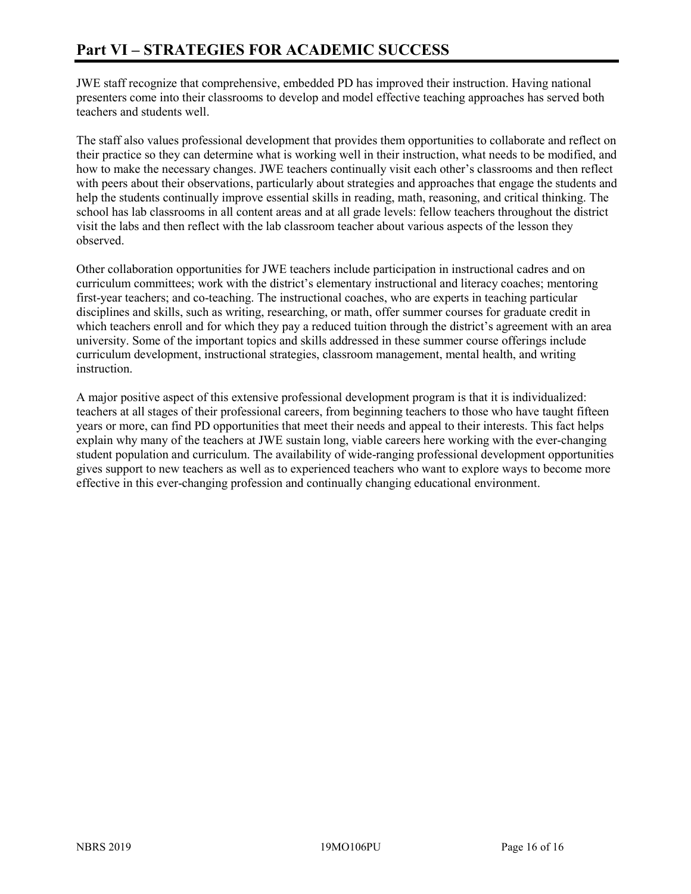# Part VI – STRATEGIES FOR ACADEMIC SUCCESS

JWE staff recognize that comprehensive, embedded PD has improved their instruction. Having national presenters come into their classrooms to develop and model effective teaching approaches has served both teachers and students well.

The staff also values professional development that provides them opportunities to collaborate and reflect on their practice so they can determine what is working well in their instruction, what needs to be modified, and how to make the necessary changes. JWE teachers continually visit each other's classrooms and then reflect with peers about their observations, particularly about strategies and approaches that engage the students and help the students continually improve essential skills in reading, math, reasoning, and critical thinking. The school has lab classrooms in all content areas and at all grade levels: fellow teachers throughout the district visit the labs and then reflect with the lab classroom teacher about various aspects of the lesson they observed.

Other collaboration opportunities for JWE teachers include participation in instructional cadres and on curriculum committees; work with the district's elementary instructional and literacy coaches; mentoring first-year teachers; and co-teaching. The instructional coaches, who are experts in teaching particular disciplines and skills, such as writing, researching, or math, offer summer courses for graduate credit in which teachers enroll and for which they pay a reduced tuition through the district's agreement with an area university. Some of the important topics and skills addressed in these summer course offerings include curriculum development, instructional strategies, classroom management, mental health, and writing instruction.

A major positive aspect of this extensive professional development program is that it is individualized: teachers at all stages of their professional careers, from beginning teachers to those who have taught fifteen years or more, can find PD opportunities that meet their needs and appeal to their interests. This fact helps explain why many of the teachers at JWE sustain long, viable careers here working with the ever-changing student population and curriculum. The availability of wide-ranging professional development opportunities gives support to new teachers as well as to experienced teachers who want to explore ways to become more effective in this ever-changing profession and continually changing educational environment.